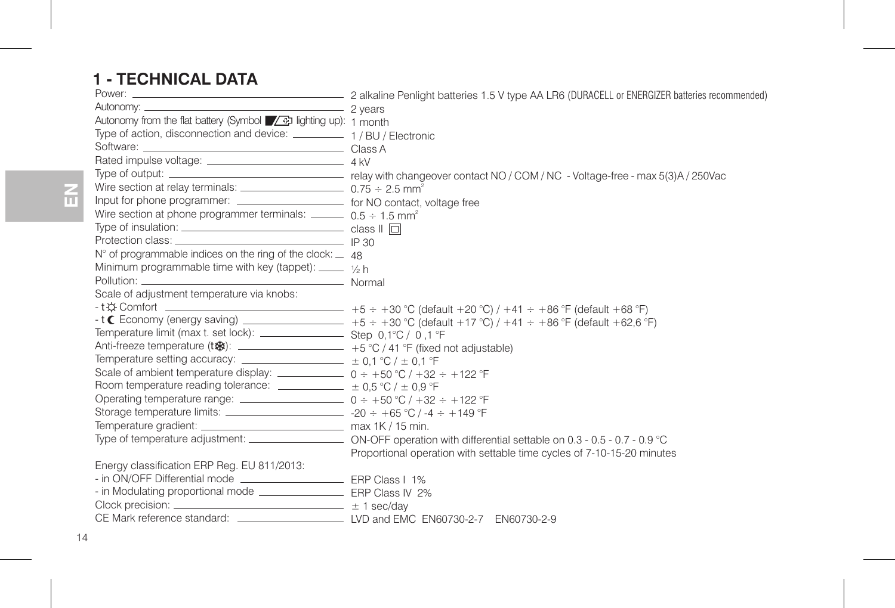# 1 - TECHNICAL DATA

| | |
|---|---|
| Power: | 2 alkaline Penlight batteries 1.5 V type AA LR6 (DURACELL or ENERGIZER batteries recommended) |
| Autonomy: | 2 years |
| Autonomy from the flat battery (Symbol lighting up): | 1 month |
| Type of action, disconnection and device: | 1 / BU / Electronic |
| Software: | Class A |
| Rated impulse voltage: | 4 kV |
| Type of output: | relay with changeover contact NO / COM / NC - Voltage-free - max 5(3)A / 250Vac |
| Wire section at relay terminals: | 0.75 ÷ 2.5 mm² |
| Input for phone programmer: | for NO contact, voltage free |
| Wire section at phone programmer terminals: | 0.5 ÷ 1.5 mm² |
| Type of insulation: | class II |
| Protection class: | IP 30 |
| N° of programmable indices on the ring of the clock: | 48 |
| Minimum programmable time with key (tappet): | ½ h |
| Pollution: | Normal |
| Scale of adjustment temperature via knobs: | |
| - t ☼ Comfort | +5 ÷ +30 °C (default +20 °C) / +41 ÷ +86 °F (default +68 °F) |
| - t ☾ Economy (energy saving) | +5 ÷ +30 °C (default +17 °C) / +41 ÷ +86 °F (default +62,6 °F) |
| Temperature limit (max t. set lock): | Step 0,1°C / 0 ,1 °F |
| Anti-freeze temperature (t❄): | +5 °C / 41 °F (fixed not adjustable) |
| Temperature setting accuracy: | ± 0,1 °C / ± 0,1 °F |
| Scale of ambient temperature display: | 0 ÷ +50 °C / +32 ÷ +122 °F |
| Room temperature reading tolerance: | ± 0,5 °C / ± 0,9 °F |
| Operating temperature range: | 0 ÷ +50 °C / +32 ÷ +122 °F |
| Storage temperature limits: | -20 ÷ +65 °C / -4 ÷ +149 °F |
| Temperature gradient: | max 1K / 15 min. |
| Type of temperature adjustment: | ON-OFF operation with differential settable on 0.3 - 0.5 - 0.7 - 0.9 °C<br>Proportional operation with settable time cycles of 7-10-15-20 minutes |
| Energy classification ERP Reg. EU 811/2013: | |
| - in ON/OFF Differential mode | ERP Class I 1% |
| - in Modulating proportional mode | ERP Class IV 2% |
| Clock precision: | ± 1 sec/day |
| CE Mark reference standard: | LVD and EMC EN60730-2-7 EN60730-2-9 |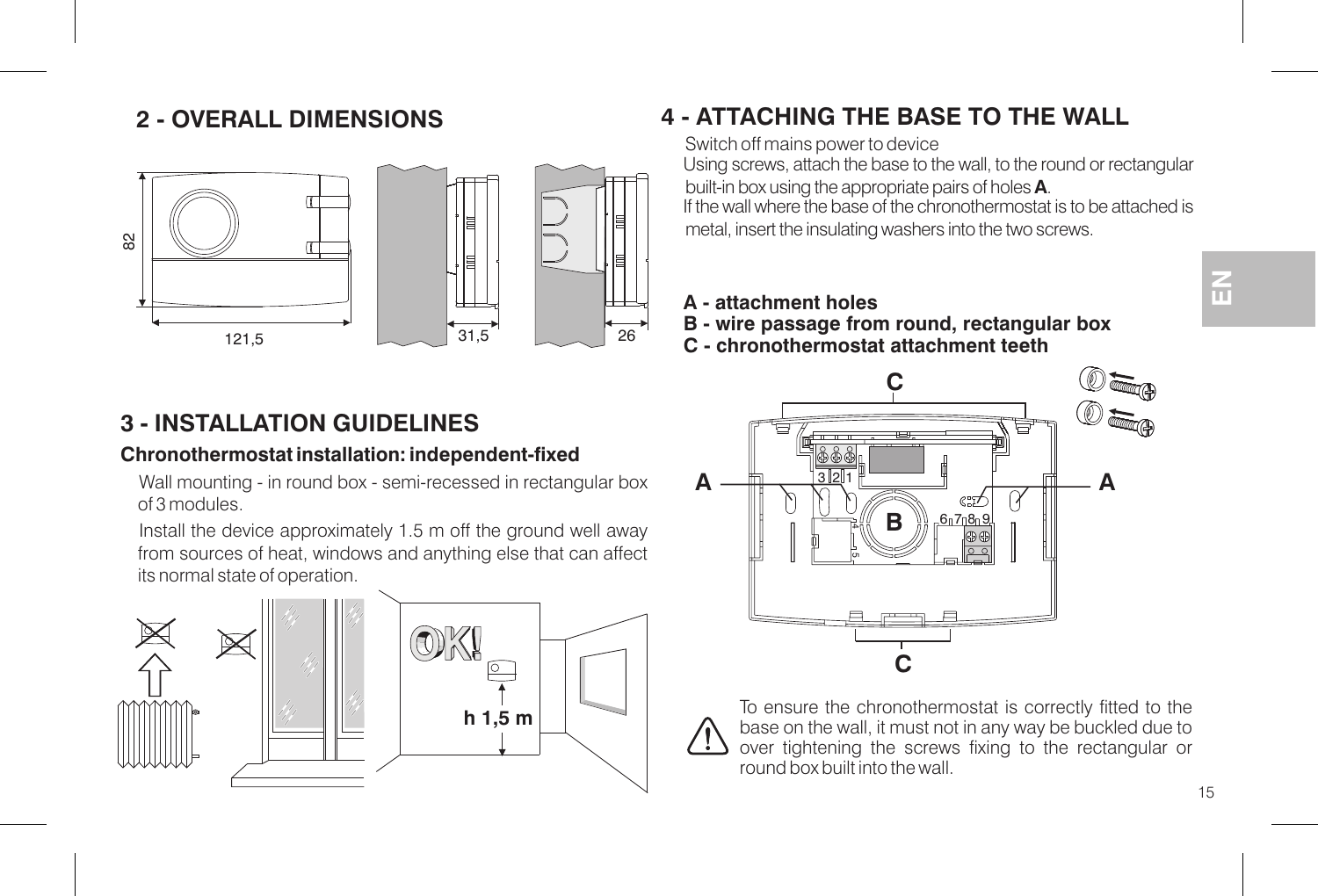## 2 - OVERALL DIMENSIONS

## 3 - INSTALLATION GUIDELINES

### Chronothermostat installation: independent-fixed

Wall mounting - in round box - semi-recessed in rectangular box of 3 modules.

Install the device approximately 1.5 m off the ground well away from sources of heat, windows and anything else that can affect its normal state of operation.

## 4 - ATTACHING THE BASE TO THE WALL

Switch off mains power to device

Using screws, attach the base to the wall, to the round or rectangular built-in box using the appropriate pairs of holes **A**.

If the wall where the base of the chronothermostat is to be attached is metal, insert the insulating washers into the two screws.

**A - attachment holes**
**B - wire passage from round, rectangular box**
**C - chronothermostat attachment teeth**

To ensure the chronothermostat is correctly fitted to the base on the wall, it must not in any way be buckled due to over tightening the screws fixing to the rectangular or round box built into the wall.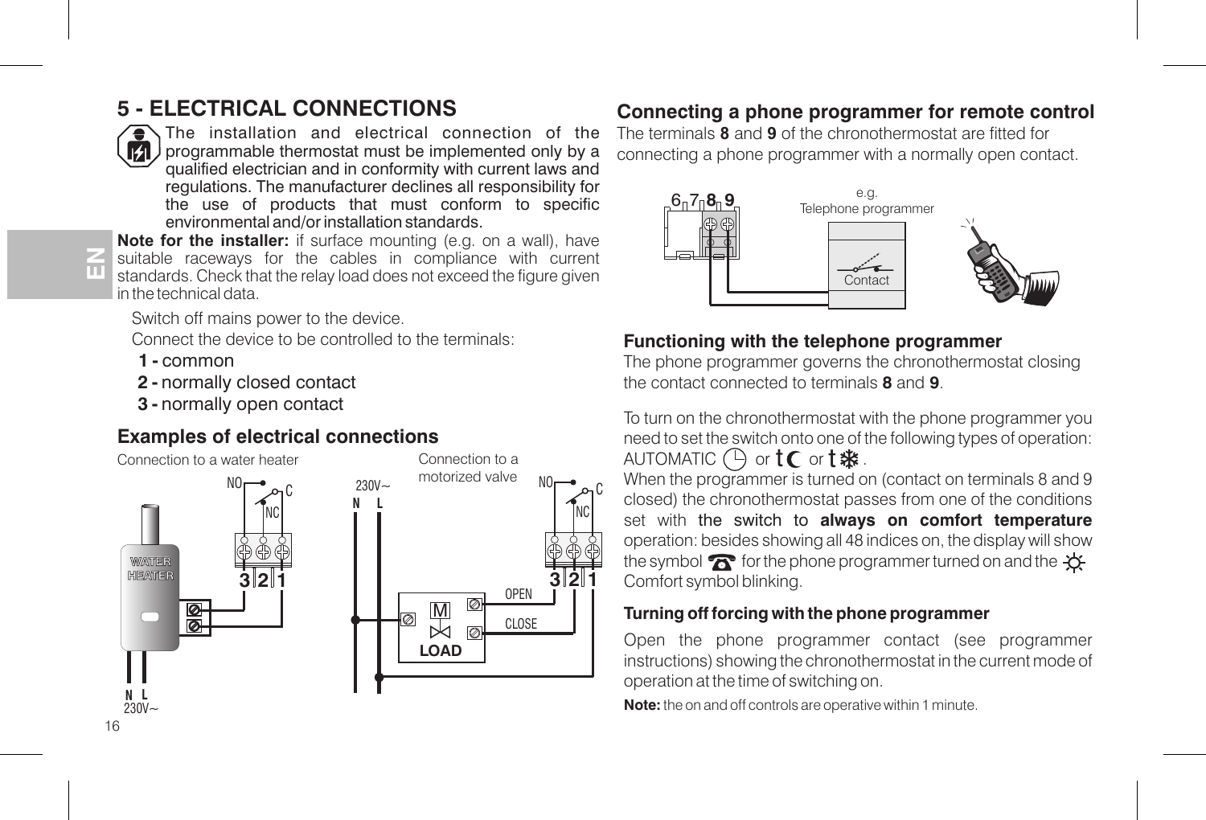## 5 - ELECTRICAL CONNECTIONS

The installation and electrical connection of the programmable thermostat must be implemented only by a qualified electrician and in conformity with current laws and regulations. The manufacturer declines all responsibility for the use of products that must conform to specific environmental and/or installation standards.

**Note for the installer:** if surface mounting (e.g. on a wall), have suitable raceways for the cables in compliance with current standards. Check that the relay load does not exceed the figure given in the technical data.

Switch off mains power to the device.

Connect the device to be controlled to the terminals:

- **1 -** common
- **2 -** normally closed contact
- **3 -** normally open contact

### Examples of electrical connections

Connection to a water heater

Connection to a motorized valve

## Connecting a phone programmer for remote control

The terminals **8** and **9** of the chronothermostat are fitted for connecting a phone programmer with a normally open contact.

e.g. Telephone programmer

### Functioning with the telephone programmer

The phone programmer governs the chronothermostat closing the contact connected to terminals **8** and **9**.

To turn on the chronothermostat with the phone programmer you need to set the switch onto one of the following types of operation: AUTOMATIC or or .

When the programmer is turned on (contact on terminals 8 and 9 closed) the chronothermostat passes from one of the conditions set with the switch to **always on comfort temperature** operation: besides showing all 48 indices on, the display will show the symbol for the phone programmer turned on and the Comfort symbol blinking.

#### Turning off forcing with the phone programmer

Open the phone programmer contact (see programmer instructions) showing the chronothermostat in the current mode of operation at the time of switching on.

**Note:** the on and off controls are operative within 1 minute.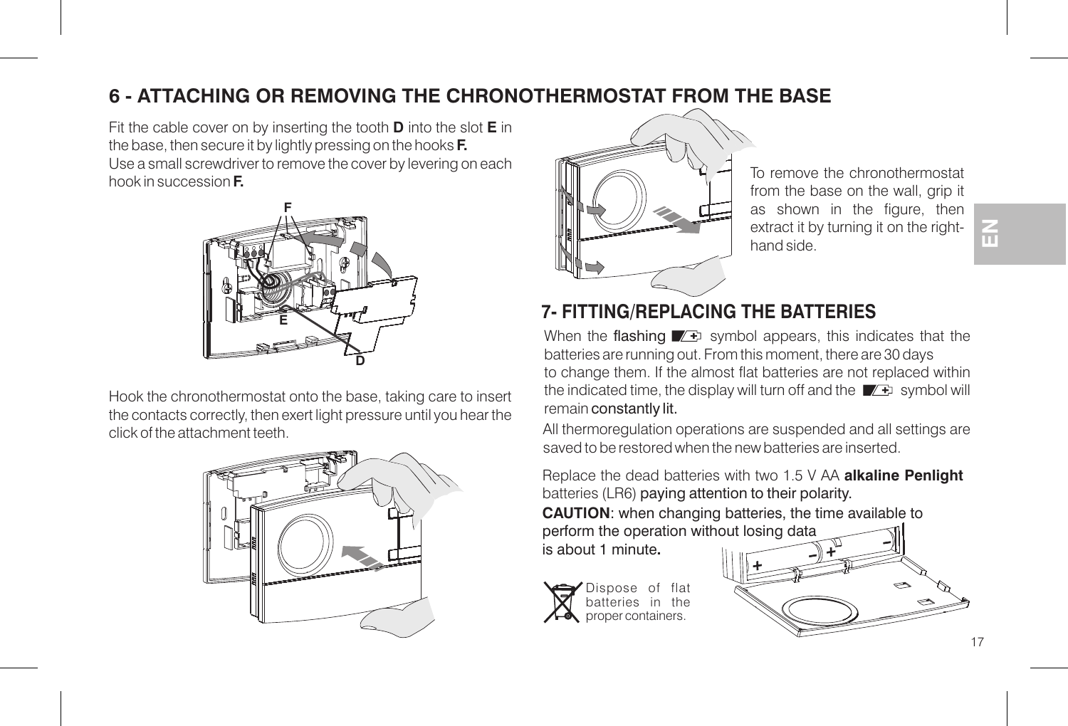# 6 - ATTACHING OR REMOVING THE CHRONOTHERMOSTAT FROM THE BASE

Fit the cable cover on by inserting the tooth **D** into the slot **E** in the base, then secure it by lightly pressing on the hooks **F.**
Use a small screwdriver to remove the cover by levering on each hook in succession **F.**

Hook the chronothermostat onto the base, taking care to insert the contacts correctly, then exert light pressure until you hear the click of the attachment teeth.

To remove the chronothermostat from the base on the wall, grip it as shown in the figure, then extract it by turning it on the right-hand side.

## 7- FITTING/REPLACING THE BATTERIES

When the flashing symbol appears, this indicates that the batteries are running out. From this moment, there are 30 days to change them. If the almost flat batteries are not replaced within the indicated time, the display will turn off and the symbol will remain constantly lit.

All thermoregulation operations are suspended and all settings are saved to be restored when the new batteries are inserted.

Replace the dead batteries with two 1.5 V AA **alkaline Penlight** batteries (LR6) paying attention to their polarity.

**CAUTION**: when changing batteries, the time available to perform the operation without losing data is about 1 minute**.**

Dispose of flat batteries in the proper containers.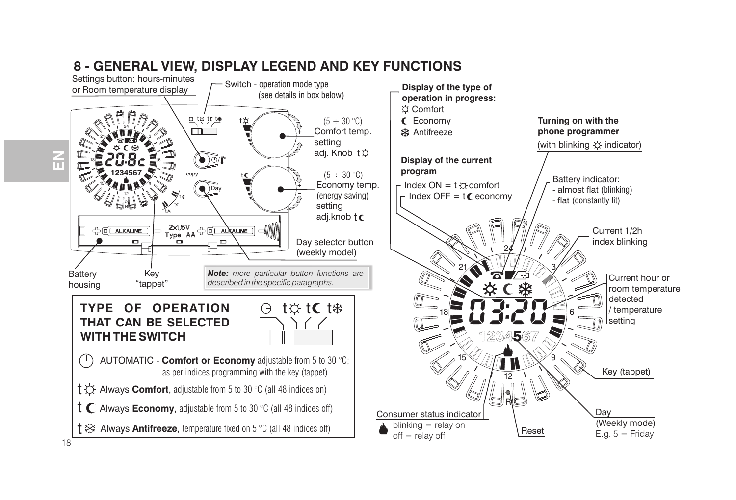## 8 - GENERAL VIEW, DISPLAY LEGEND AND KEY FUNCTIONS

Settings button: hours-minutes or Room temperature display

Switch - operation mode type (see details in box below)

(5 ÷ 30 °C) Comfort temp. setting adj. Knob t☼

(5 ÷ 30 °C) Economy temp. (energy saving) setting adj.knob t☾

Day selector button (weekly model)

Battery housing

Key "tappet"

***Note:** more particular button functions are described in the specific paragraphs.*

**Display of the type of operation in progress:**
- ☼ Comfort
- ☾ Economy
- ❄ Antifreeze

**Display of the current program**
- Index ON = t☼ comfort
- Index OFF = t☾ economy

**Turning on with the phone programmer** (with blinking ☼ indicator)

Battery indicator:
- almost flat (blinking)
- flat (constantly lit)

Current 1/2h index blinking

Current hour or room temperature detected / temperature setting

Key (tappet)

Day (Weekly mode) E.g. 5 = Friday

Reset

Consumer status indicator
- blinking = relay on
- off = relay off

### TYPE OF OPERATION THAT CAN BE SELECTED WITH THE SWITCH

- AUTOMATIC - **Comfort or Economy** adjustable from 5 to 30 °C; as per indices programming with the key (tappet)
- t☼ Always **Comfort**, adjustable from 5 to 30 °C (all 48 indices on)
- t☾ Always **Economy**, adjustable from 5 to 30 °C (all 48 indices off)
- t❄ Always **Antifreeze**, temperature fixed on 5 °C (all 48 indices off)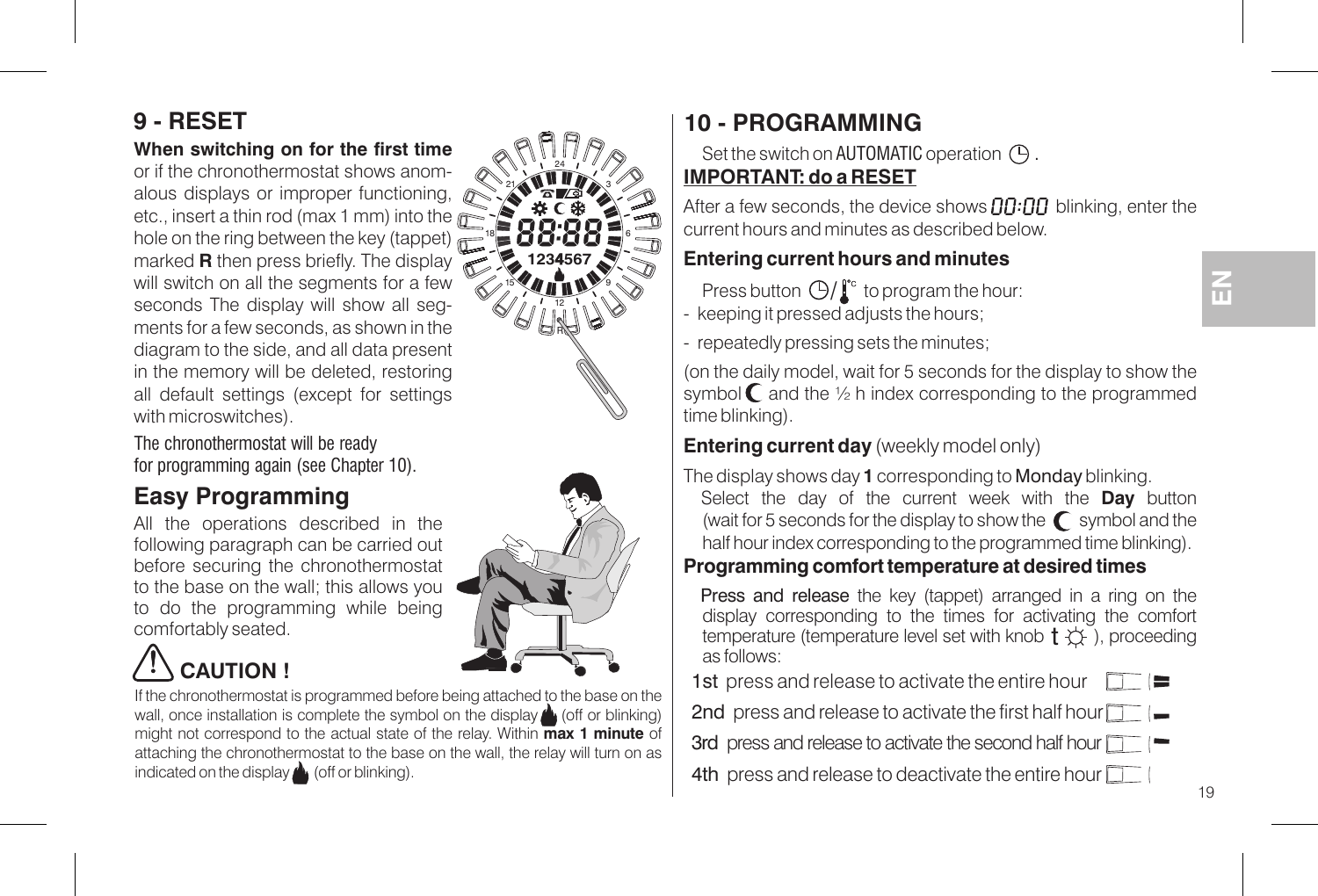## 9 - RESET

**When switching on for the first time** or if the chronothermostat shows anomalous displays or improper functioning, etc., insert a thin rod (max 1 mm) into the hole on the ring between the key (tappet) marked **R** then press briefly. The display will switch on all the segments for a few seconds The display will show all segments for a few seconds, as shown in the diagram to the side, and all data present in the memory will be deleted, restoring all default settings (except for settings with microswitches).

The chronothermostat will be ready for programming again (see Chapter 10).

## Easy Programming

All the operations described in the following paragraph can be carried out before securing the chronothermostat to the base on the wall; this allows you to do the programming while being comfortably seated.

### ⚠ CAUTION !

If the chronothermostat is programmed before being attached to the base on the wall, once installation is complete the symbol on the display (off or blinking) might not correspond to the actual state of the relay. Within **max 1 minute** of attaching the chronothermostat to the base on the wall, the relay will turn on as indicated on the display (off or blinking).

## 10 - PROGRAMMING

Set the switch on AUTOMATIC operation.

**IMPORTANT: do a RESET**

After a few seconds, the device shows 00:00 blinking, enter the current hours and minutes as described below.

### Entering current hours and minutes

Press button to program the hour:

- keeping it pressed adjusts the hours;
- repeatedly pressing sets the minutes;

(on the daily model, wait for 5 seconds for the display to show the symbol ☾ and the ½ h index corresponding to the programmed time blinking).

### Entering current day (weekly model only)

The display shows day **1** corresponding to Monday blinking.

Select the day of the current week with the **Day** button (wait for 5 seconds for the display to show the ☾ symbol and the half hour index corresponding to the programmed time blinking).

### Programming comfort temperature at desired times

Press and release the key (tappet) arranged in a ring on the display corresponding to the times for activating the comfort temperature (temperature level set with knob), proceeding as follows:

1st press and release to activate the entire hour

2nd press and release to activate the first half hour

3rd press and release to activate the second half hour

4th press and release to deactivate the entire hour

EN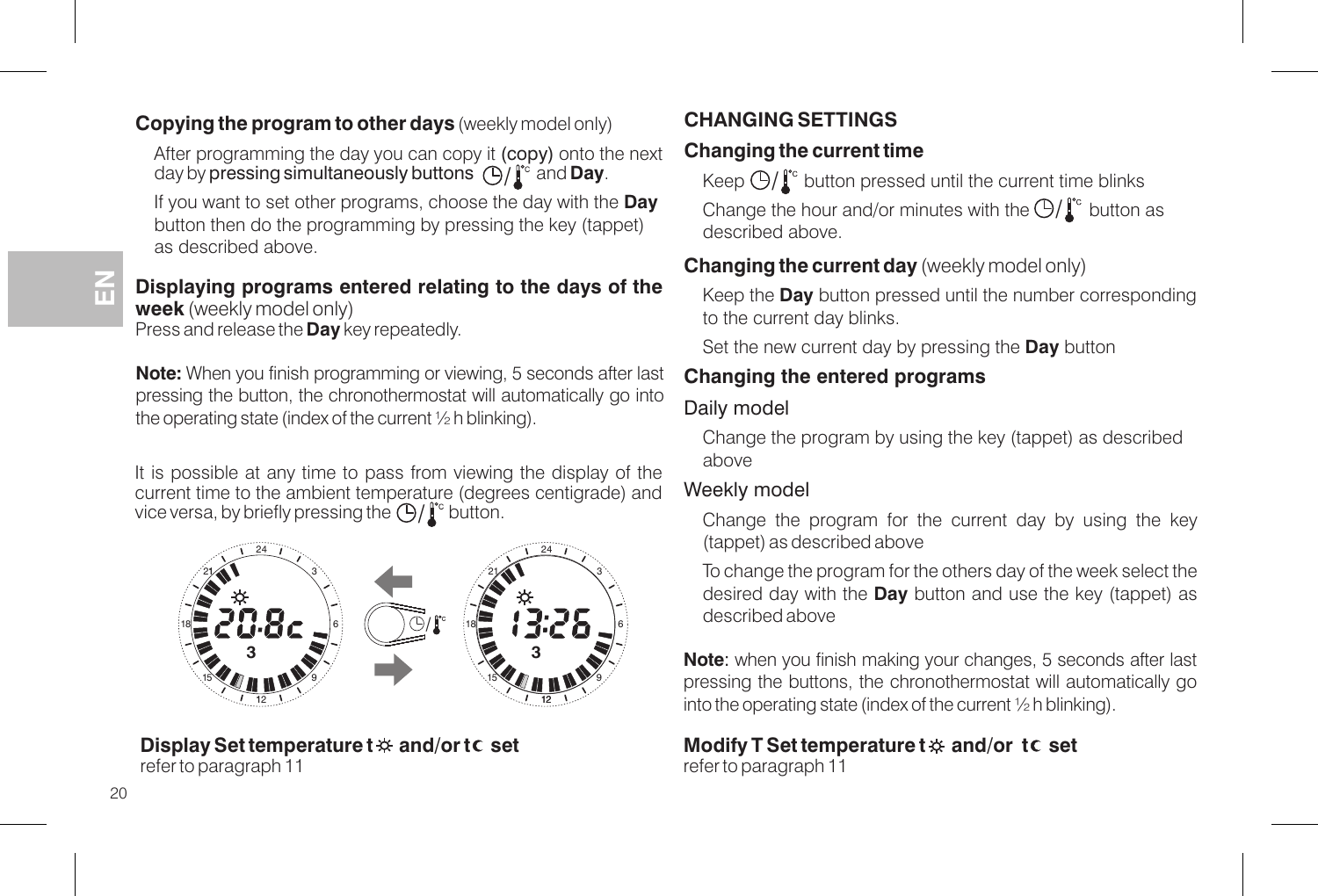**Copying the program to other days** (weekly model only)

After programming the day you can copy it (copy) onto the next day by pressing simultaneously buttons ⏲/🌡°C and **Day**.

If you want to set other programs, choose the day with the **Day** button then do the programming by pressing the key (tappet) as described above.

**Displaying programs entered relating to the days of the week** (weekly model only)
Press and release the **Day** key repeatedly.

**Note:** When you finish programming or viewing, 5 seconds after last pressing the button, the chronothermostat will automatically go into the operating state (index of the current ½ h blinking).

It is possible at any time to pass from viewing the display of the current time to the ambient temperature (degrees centigrade) and vice versa, by briefly pressing the ⏲/🌡°C button.

**Display Set temperature t☼ and/or t☾ set**
refer to paragraph 11

## CHANGING SETTINGS

### Changing the current time

Keep ⏲/🌡°C button pressed until the current time blinks

Change the hour and/or minutes with the ⏲/🌡°C button as described above.

### Changing the current day (weekly model only)

Keep the **Day** button pressed until the number corresponding to the current day blinks.

Set the new current day by pressing the **Day** button

### Changing the entered programs

Daily model

Change the program by using the key (tappet) as described above

Weekly model

Change the program for the current day by using the key (tappet) as described above

To change the program for the others day of the week select the desired day with the **Day** button and use the key (tappet) as described above

**Note:** when you finish making your changes, 5 seconds after last pressing the buttons, the chronothermostat will automatically go into the operating state (index of the current ½ h blinking).

**Modify T Set temperature t☼ and/or t☾ set**
refer to paragraph 11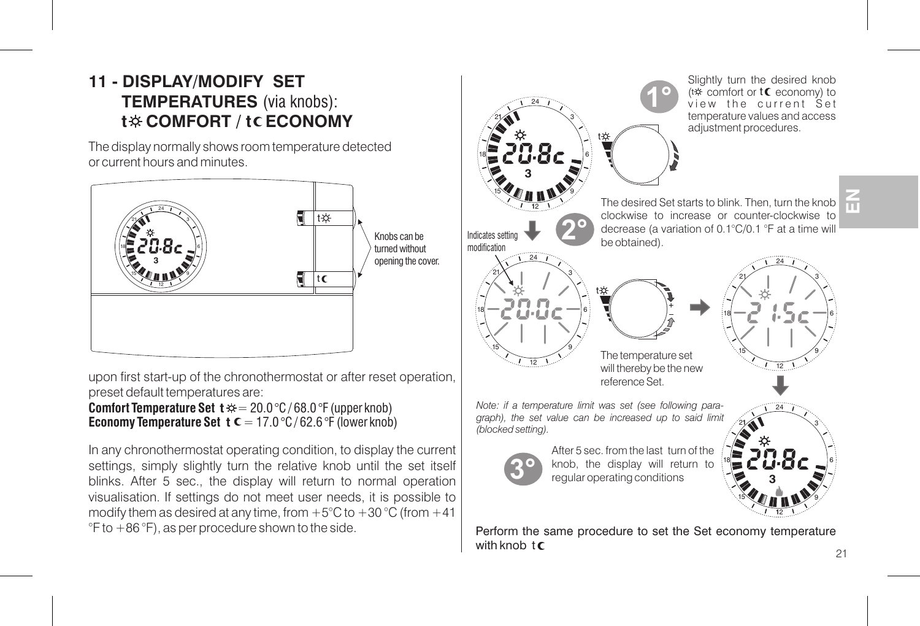## 11 - DISPLAY/MODIFY SET TEMPERATURES (via knobs): t☼ COMFORT / t☾ ECONOMY

The display normally shows room temperature detected or current hours and minutes.

Knobs can be turned without opening the cover.

upon first start-up of the chronothermostat or after reset operation, preset default temperatures are:

**Comfort Temperature Set t☼** = 20.0 °C / 68.0 °F (upper knob)
**Economy Temperature Set t☾** = 17.0 °C / 62.6 °F (lower knob)

In any chronothermostat operating condition, to display the current settings, simply slightly turn the relative knob until the set itself blinks. After 5 sec., the display will return to normal operation visualisation. If settings do not meet user needs, it is possible to modify them as desired at any time, from +5°C to +30 °C (from +41 °F to +86 °F), as per procedure shown to the side.

**1°** Slightly turn the desired knob (t☼ comfort or t☾ economy) to view the current Set temperature values and access adjustment procedures.

**2°** The desired Set starts to blink. Then, turn the knob clockwise to increase or counter-clockwise to decrease (a variation of 0.1°C/0.1 °F at a time will be obtained).

Indicates setting modification

The temperature set will thereby be the new reference Set.

*Note: if a temperature limit was set (see following paragraph), the set value can be increased up to said limit (blocked setting).*

**3°** After 5 sec. from the last turn of the knob, the display will return to regular operating conditions

Perform the same procedure to set the Set economy temperature with knob t☾

EN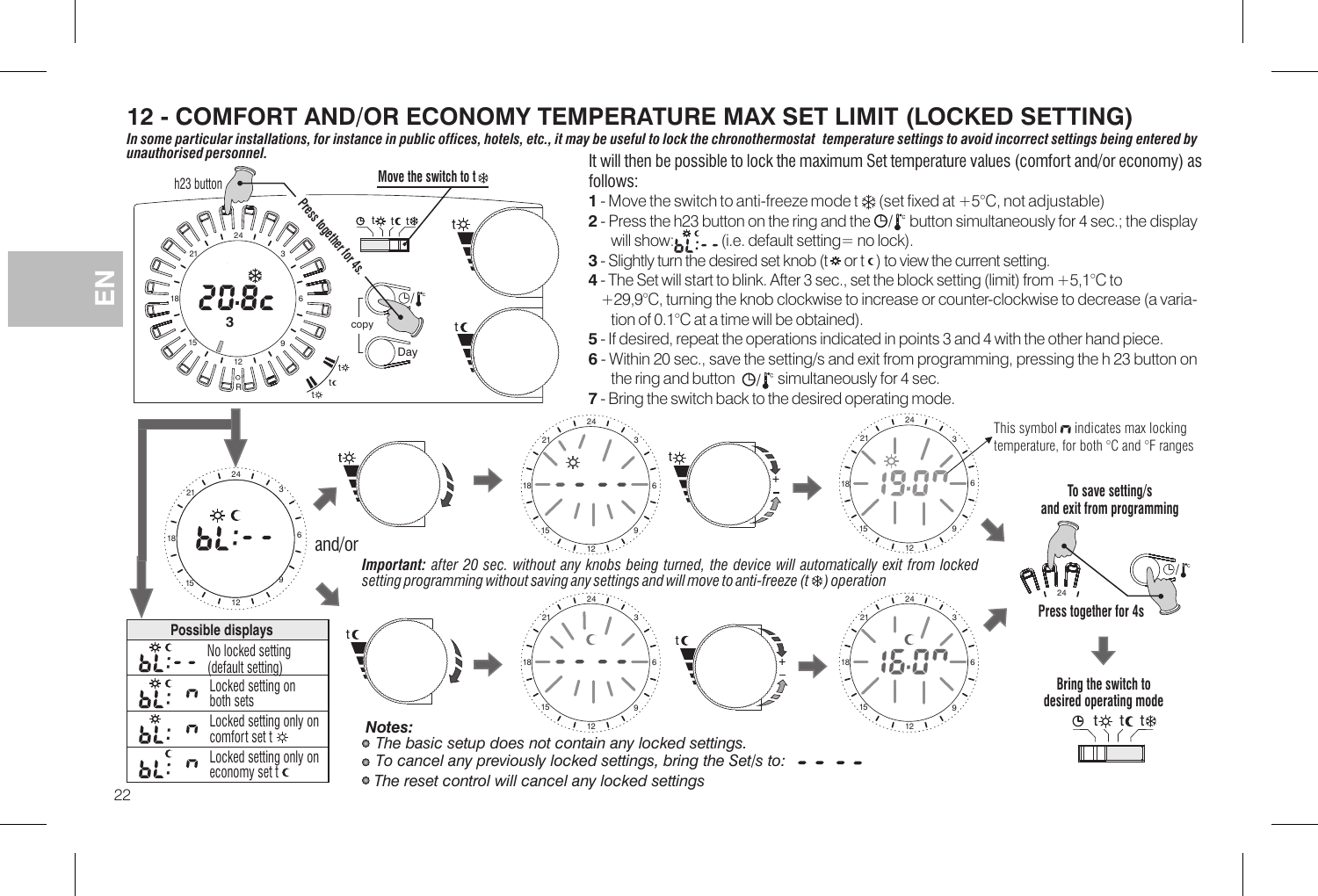# 12 - COMFORT AND/OR ECONOMY TEMPERATURE MAX SET LIMIT (LOCKED SETTING)

***In some particular installations, for instance in public offices, hotels, etc., it may be useful to lock the chronothermostat temperature settings to avoid incorrect settings being entered by unauthorised personnel.***

It will then be possible to lock the maximum Set temperature values (comfort and/or economy) as follows:

**1** - Move the switch to anti-freeze mode t ❄ (set fixed at +5°C, not adjustable)

**2** - Press the h23 button on the ring and the ⊙/🌡 button simultaneously for 4 sec.; the display will show: bL:- - (i.e. default setting= no lock).

**3** - Slightly turn the desired set knob (t☼ or t☾) to view the current setting.

**4** - The Set will start to blink. After 3 sec., set the block setting (limit) from +5,1°C to +29,9°C, turning the knob clockwise to increase or counter-clockwise to decrease (a variation of 0.1°C at a time will be obtained).

**5** - If desired, repeat the operations indicated in points 3 and 4 with the other hand piece.

**6** - Within 20 sec., save the setting/s and exit from programming, pressing the h 23 button on the ring and button ⊙/🌡 simultaneously for 4 sec.

**7** - Bring the switch back to the desired operating mode.

h23 button

Move the switch to t ❄

Press together for 4s

and/or

This symbol ∩ indicates max locking temperature, for both °C and °F ranges

To save setting/s and exit from programming

Press together for 4s

Bring the switch to desired operating mode

***Important:*** *after 20 sec. without any knobs being turned, the device will automatically exit from locked setting programming without saving any settings and will move to anti-freeze (t ❄) operation*

| Possible displays | |
|---|---|
| bL:- - | No locked setting (default setting) |
| bL: ∩ (☼ ☾) | Locked setting on both sets |
| bL: ∩ (☼) | Locked setting only on comfort set t ☼ |
| bL: ∩ (☾) | Locked setting only on economy set t ☾ |

***Notes:***

- *The basic setup does not contain any locked settings.*
- *To cancel any previously locked settings, bring the Set/s to: - - - -*
- *The reset control will cancel any locked settings*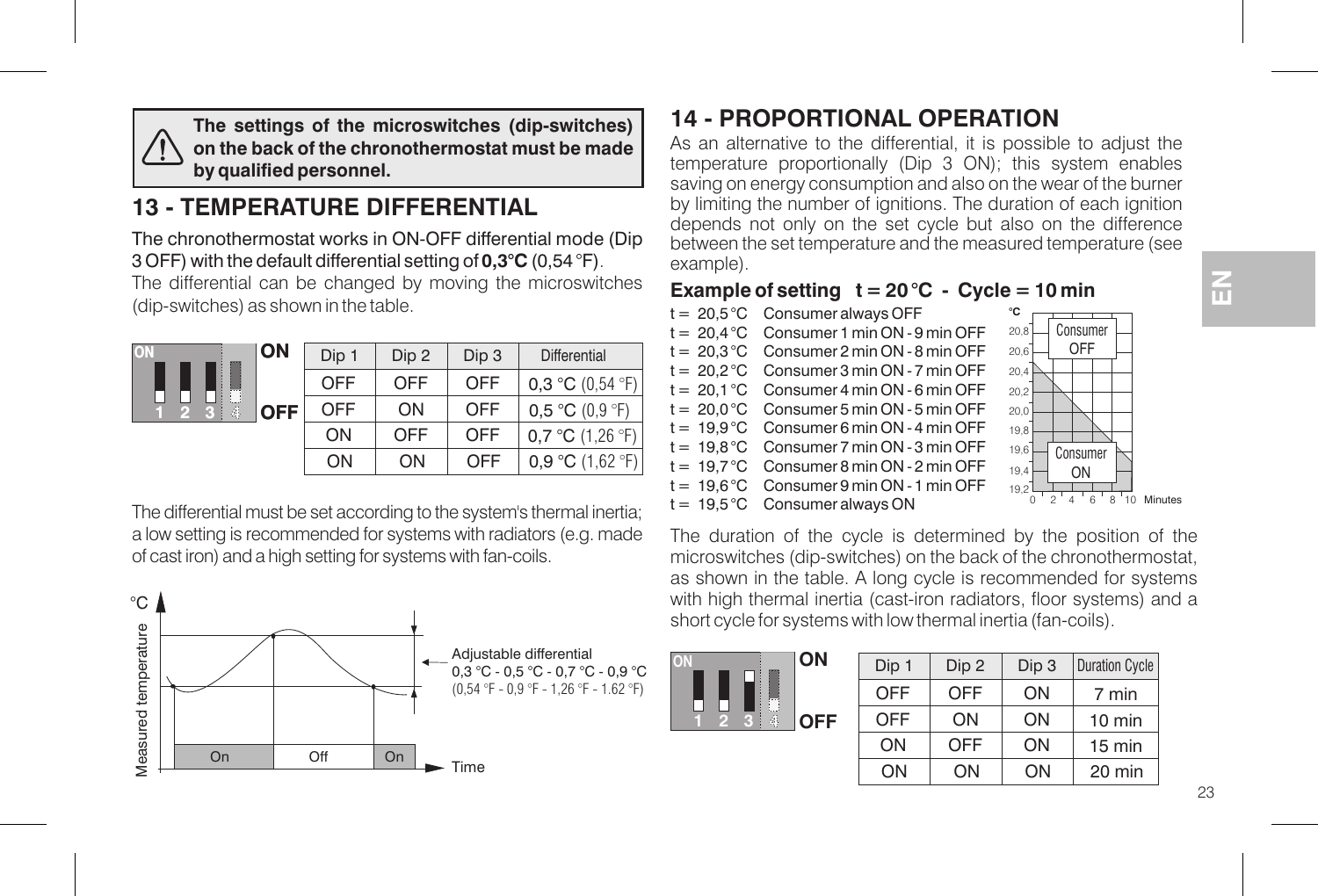> ⚠ **The settings of the microswitches (dip-switches) on the back of the chronothermostat must be made by qualified personnel.**

## 13 - TEMPERATURE DIFFERENTIAL

The chronothermostat works in ON-OFF differential mode (Dip 3 OFF) with the default differential setting of **0,3°C** (0,54 °F).

The differential can be changed by moving the microswitches (dip-switches) as shown in the table.

| Dip 1 | Dip 2 | Dip 3 | Differential |
|---|---|---|---|
| OFF | OFF | OFF | 0,3 °C (0,54 °F) |
| OFF | ON | OFF | 0,5 °C (0,9 °F) |
| ON | OFF | OFF | 0,7 °C (1,26 °F) |
| ON | ON | OFF | 0,9 °C (1,62 °F) |

The differential must be set according to the system's thermal inertia; a low setting is recommended for systems with radiators (e.g. made of cast iron) and a high setting for systems with fan-coils.

Adjustable differential
0,3 °C - 0,5 °C - 0,7 °C - 0,9 °C
(0,54 °F - 0,9 °F - 1,26 °F - 1.62 °F)

## 14 - PROPORTIONAL OPERATION

As an alternative to the differential, it is possible to adjust the temperature proportionally (Dip 3 ON); this system enables saving on energy consumption and also on the wear of the burner by limiting the number of ignitions. The duration of each ignition depends not only on the set cycle but also on the difference between the set temperature and the measured temperature (see example).

### Example of setting t = 20 °C - Cycle = 10 min

t = 20,5 °C Consumer always OFF
t = 20,4 °C Consumer 1 min ON - 9 min OFF
t = 20,3 °C Consumer 2 min ON - 8 min OFF
t = 20,2 °C Consumer 3 min ON - 7 min OFF
t = 20,1 °C Consumer 4 min ON - 6 min OFF
t = 20,0 °C Consumer 5 min ON - 5 min OFF
t = 19,9 °C Consumer 6 min ON - 4 min OFF
t = 19,8 °C Consumer 7 min ON - 3 min OFF
t = 19,7 °C Consumer 8 min ON - 2 min OFF
t = 19,6 °C Consumer 9 min ON - 1 min OFF
t = 19,5 °C Consumer always ON

The duration of the cycle is determined by the position of the microswitches (dip-switches) on the back of the chronothermostat, as shown in the table. A long cycle is recommended for systems with high thermal inertia (cast-iron radiators, floor systems) and a short cycle for systems with low thermal inertia (fan-coils).

| Dip 1 | Dip 2 | Dip 3 | Duration Cycle |
|---|---|---|---|
| OFF | OFF | ON | 7 min |
| OFF | ON | ON | 10 min |
| ON | OFF | ON | 15 min |
| ON | ON | ON | 20 min |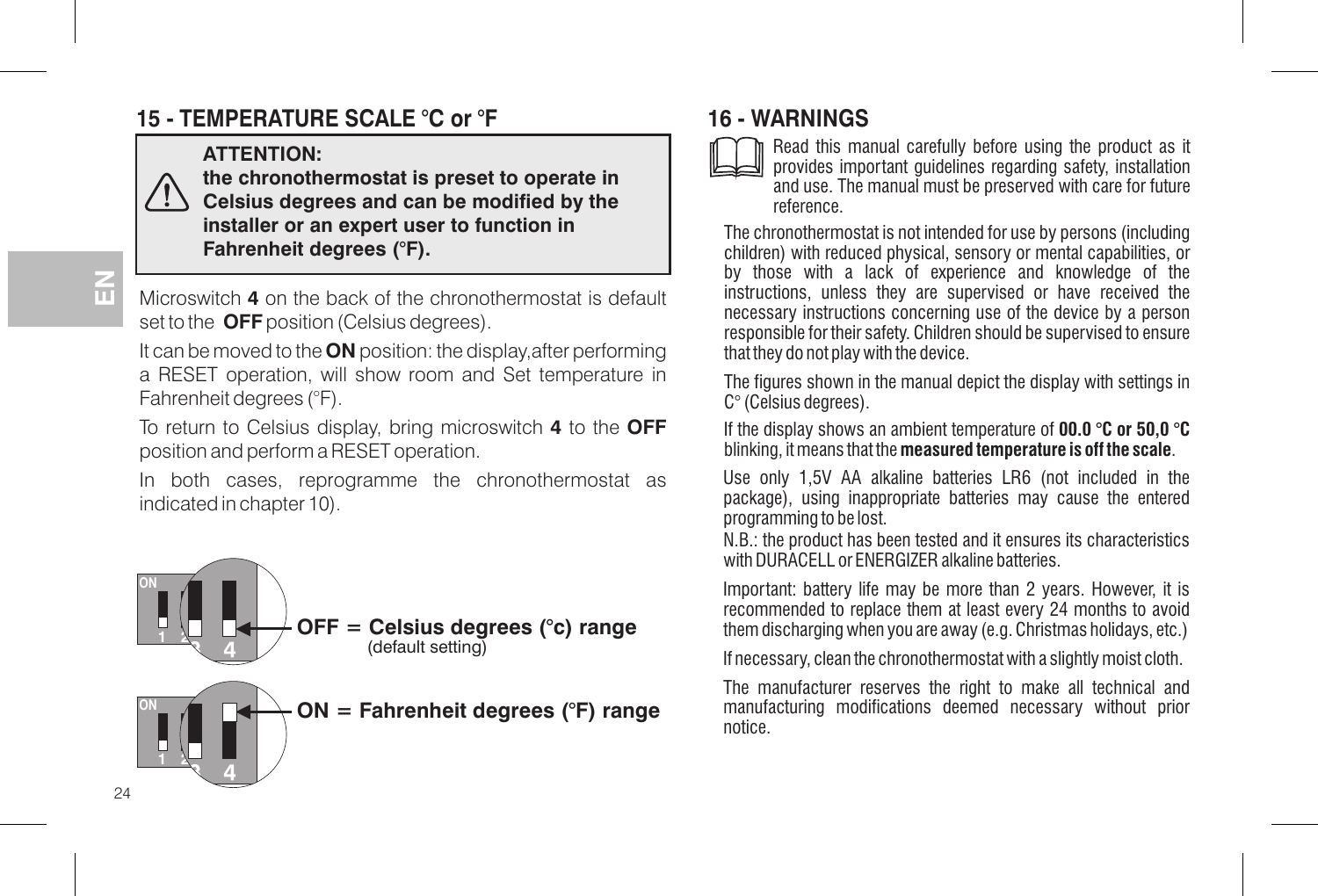## 15 - TEMPERATURE SCALE °C or °F

**ATTENTION:**
**the chronothermostat is preset to operate in Celsius degrees and can be modified by the installer or an expert user to function in Fahrenheit degrees (°F).**

Microswitch **4** on the back of the chronothermostat is default set to the **OFF** position (Celsius degrees).

It can be moved to the **ON** position: the display,after performing a RESET operation, will show room and Set temperature in Fahrenheit degrees (°F).

To return to Celsius display, bring microswitch **4** to the **OFF** position and perform a RESET operation.

In both cases, reprogramme the chronothermostat as indicated in chapter 10).

ON
1 2 3 4
**OFF = Celsius degrees (°c) range**
(default setting)

ON
1 2 3 4
**ON = Fahrenheit degrees (°F) range**

## 16 - WARNINGS

Read this manual carefully before using the product as it provides important guidelines regarding safety, installation and use. The manual must be preserved with care for future reference.

The chronothermostat is not intended for use by persons (including children) with reduced physical, sensory or mental capabilities, or by those with a lack of experience and knowledge of the instructions, unless they are supervised or have received the necessary instructions concerning use of the device by a person responsible for their safety. Children should be supervised to ensure that they do not play with the device.

The figures shown in the manual depict the display with settings in C° (Celsius degrees).

If the display shows an ambient temperature of **00.0 °C or 50,0 °C** blinking, it means that the **measured temperature is off the scale**.

Use only 1,5V AA alkaline batteries LR6 (not included in the package), using inappropriate batteries may cause the entered programming to be lost.
N.B.: the product has been tested and it ensures its characteristics with DURACELL or ENERGIZER alkaline batteries.

Important: battery life may be more than 2 years. However, it is recommended to replace them at least every 24 months to avoid them discharging when you are away (e.g. Christmas holidays, etc.)

If necessary, clean the chronothermostat with a slightly moist cloth.

The manufacturer reserves the right to make all technical and manufacturing modifications deemed necessary without prior notice.